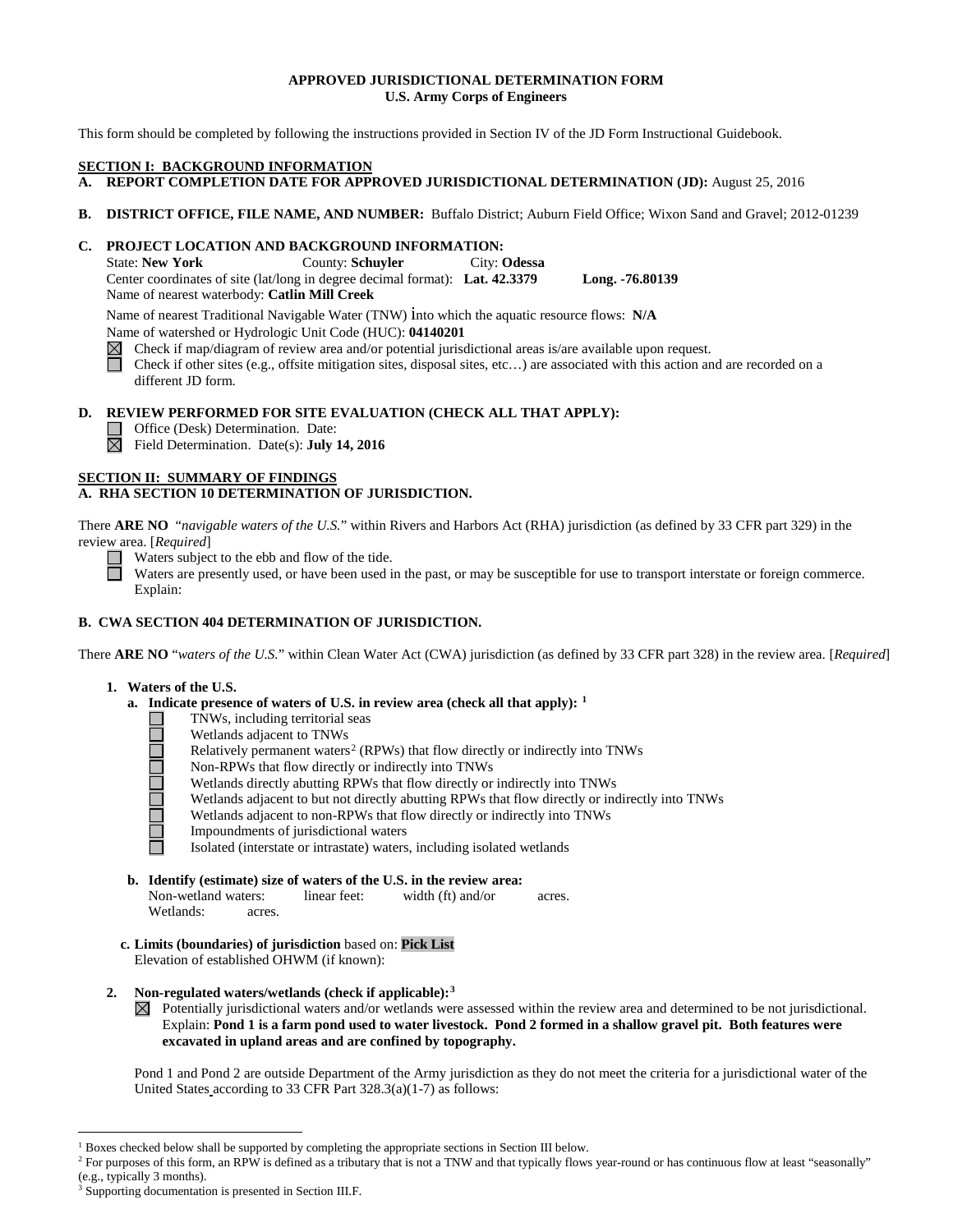**APPROVED JURISDICTIONAL DETERMINATION FORM**
**U.S. Army Corps of Engineers**

This form should be completed by following the instructions provided in Section IV of the JD Form Instructional Guidebook.

## SECTION I: BACKGROUND INFORMATION

**A. REPORT COMPLETION DATE FOR APPROVED JURISDICTIONAL DETERMINATION (JD):** August 25, 2016

**B. DISTRICT OFFICE, FILE NAME, AND NUMBER:** Buffalo District; Auburn Field Office; Wixon Sand and Gravel; 2012-01239

**C. PROJECT LOCATION AND BACKGROUND INFORMATION:**

State: **New York** County: **Schuyler** City: **Odessa**
Center coordinates of site (lat/long in degree decimal format): **Lat. 42.3379** **Long. -76.80139**
Name of nearest waterbody: **Catlin Mill Creek**

Name of nearest Traditional Navigable Water (TNW) into which the aquatic resource flows: **N/A**
Name of watershed or Hydrologic Unit Code (HUC): **04140201**

☒ Check if map/diagram of review area and/or potential jurisdictional areas is/are available upon request.
☐ Check if other sites (e.g., offsite mitigation sites, disposal sites, etc…) are associated with this action and are recorded on a different JD form.

**D. REVIEW PERFORMED FOR SITE EVALUATION (CHECK ALL THAT APPLY):**

☐ Office (Desk) Determination. Date:
☒ Field Determination. Date(s): **July 14, 2016**

## SECTION II: SUMMARY OF FINDINGS

**A. RHA SECTION 10 DETERMINATION OF JURISDICTION.**

There **ARE NO** "*navigable waters of the U.S.*" within Rivers and Harbors Act (RHA) jurisdiction (as defined by 33 CFR part 329) in the review area. [*Required*]

☐ Waters subject to the ebb and flow of the tide.
☐ Waters are presently used, or have been used in the past, or may be susceptible for use to transport interstate or foreign commerce. Explain:

**B. CWA SECTION 404 DETERMINATION OF JURISDICTION.**

There **ARE NO** "*waters of the U.S.*" within Clean Water Act (CWA) jurisdiction (as defined by 33 CFR part 328) in the review area. [*Required*]

1. **Waters of the U.S.**
   a. **Indicate presence of waters of U.S. in review area (check all that apply):** [1]
      - ☐ TNWs, including territorial seas
      - ☐ Wetlands adjacent to TNWs
      - ☐ Relatively permanent waters[2] (RPWs) that flow directly or indirectly into TNWs
      - ☐ Non-RPWs that flow directly or indirectly into TNWs
      - ☐ Wetlands directly abutting RPWs that flow directly or indirectly into TNWs
      - ☐ Wetlands adjacent to but not directly abutting RPWs that flow directly or indirectly into TNWs
      - ☐ Wetlands adjacent to non-RPWs that flow directly or indirectly into TNWs
      - ☐ Impoundments of jurisdictional waters
      - ☐ Isolated (interstate or intrastate) waters, including isolated wetlands

   b. **Identify (estimate) size of waters of the U.S. in the review area:**
      Non-wetland waters: linear feet: width (ft) and/or acres.
      Wetlands: acres.

   c. **Limits (boundaries) of jurisdiction** based on: **Pick List**
      Elevation of established OHWM (if known):

2. **Non-regulated waters/wetlands (check if applicable):**[3]

   ☒ Potentially jurisdictional waters and/or wetlands were assessed within the review area and determined to be not jurisdictional. Explain: **Pond 1 is a farm pond used to water livestock. Pond 2 formed in a shallow gravel pit. Both features were excavated in upland areas and are confined by topography.**

   Pond 1 and Pond 2 are outside Department of the Army jurisdiction as they do not meet the criteria for a jurisdictional water of the United States according to 33 CFR Part 328.3(a)(1-7) as follows:

---

[1] Boxes checked below shall be supported by completing the appropriate sections in Section III below.
[2] For purposes of this form, an RPW is defined as a tributary that is not a TNW and that typically flows year-round or has continuous flow at least "seasonally" (e.g., typically 3 months).
[3] Supporting documentation is presented in Section III.F.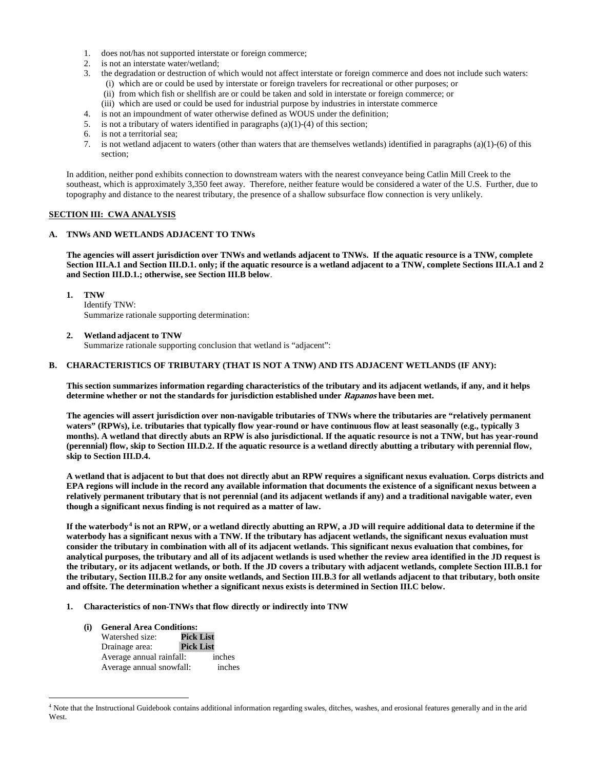1. does not/has not supported interstate or foreign commerce;
2. is not an interstate water/wetland;
3. the degradation or destruction of which would not affect interstate or foreign commerce and does not include such waters:
   (i) which are or could be used by interstate or foreign travelers for recreational or other purposes; or
   (ii) from which fish or shellfish are or could be taken and sold in interstate or foreign commerce; or
   (iii) which are used or could be used for industrial purpose by industries in interstate commerce
4. is not an impoundment of water otherwise defined as WOUS under the definition;
5. is not a tributary of waters identified in paragraphs (a)(1)-(4) of this section;
6. is not a territorial sea;
7. is not wetland adjacent to waters (other than waters that are themselves wetlands) identified in paragraphs (a)(1)-(6) of this section;

In addition, neither pond exhibits connection to downstream waters with the nearest conveyance being Catlin Mill Creek to the southeast, which is approximately 3,350 feet away. Therefore, neither feature would be considered a water of the U.S. Further, due to topography and distance to the nearest tributary, the presence of a shallow subsurface flow connection is very unlikely.

## SECTION III: CWA ANALYSIS

### A. TNWs AND WETLANDS ADJACENT TO TNWs

**The agencies will assert jurisdiction over TNWs and wetlands adjacent to TNWs. If the aquatic resource is a TNW, complete Section III.A.1 and Section III.D.1. only; if the aquatic resource is a wetland adjacent to a TNW, complete Sections III.A.1 and 2 and Section III.D.1.; otherwise, see Section III.B below**.

1. **TNW**
   Identify TNW:
   Summarize rationale supporting determination:

2. **Wetland adjacent to TNW**
   Summarize rationale supporting conclusion that wetland is "adjacent":

### B. CHARACTERISTICS OF TRIBUTARY (THAT IS NOT A TNW) AND ITS ADJACENT WETLANDS (IF ANY):

**This section summarizes information regarding characteristics of the tributary and its adjacent wetlands, if any, and it helps determine whether or not the standards for jurisdiction established under *Rapanos* have been met.**

**The agencies will assert jurisdiction over non-navigable tributaries of TNWs where the tributaries are "relatively permanent waters" (RPWs), i.e. tributaries that typically flow year-round or have continuous flow at least seasonally (e.g., typically 3 months). A wetland that directly abuts an RPW is also jurisdictional. If the aquatic resource is not a TNW, but has year-round (perennial) flow, skip to Section III.D.2. If the aquatic resource is a wetland directly abutting a tributary with perennial flow, skip to Section III.D.4.**

**A wetland that is adjacent to but that does not directly abut an RPW requires a significant nexus evaluation. Corps districts and EPA regions will include in the record any available information that documents the existence of a significant nexus between a relatively permanent tributary that is not perennial (and its adjacent wetlands if any) and a traditional navigable water, even though a significant nexus finding is not required as a matter of law.**

**If the waterbody[4] is not an RPW, or a wetland directly abutting an RPW, a JD will require additional data to determine if the waterbody has a significant nexus with a TNW. If the tributary has adjacent wetlands, the significant nexus evaluation must consider the tributary in combination with all of its adjacent wetlands. This significant nexus evaluation that combines, for analytical purposes, the tributary and all of its adjacent wetlands is used whether the review area identified in the JD request is the tributary, or its adjacent wetlands, or both. If the JD covers a tributary with adjacent wetlands, complete Section III.B.1 for the tributary, Section III.B.2 for any onsite wetlands, and Section III.B.3 for all wetlands adjacent to that tributary, both onsite and offsite. The determination whether a significant nexus exists is determined in Section III.C below.**

1. **Characteristics of non-TNWs that flow directly or indirectly into TNW**

   **(i) General Area Conditions:**
   Watershed size: **Pick List**
   Drainage area: **Pick List**
   Average annual rainfall: inches
   Average annual snowfall: inches

---

[4] Note that the Instructional Guidebook contains additional information regarding swales, ditches, washes, and erosional features generally and in the arid West.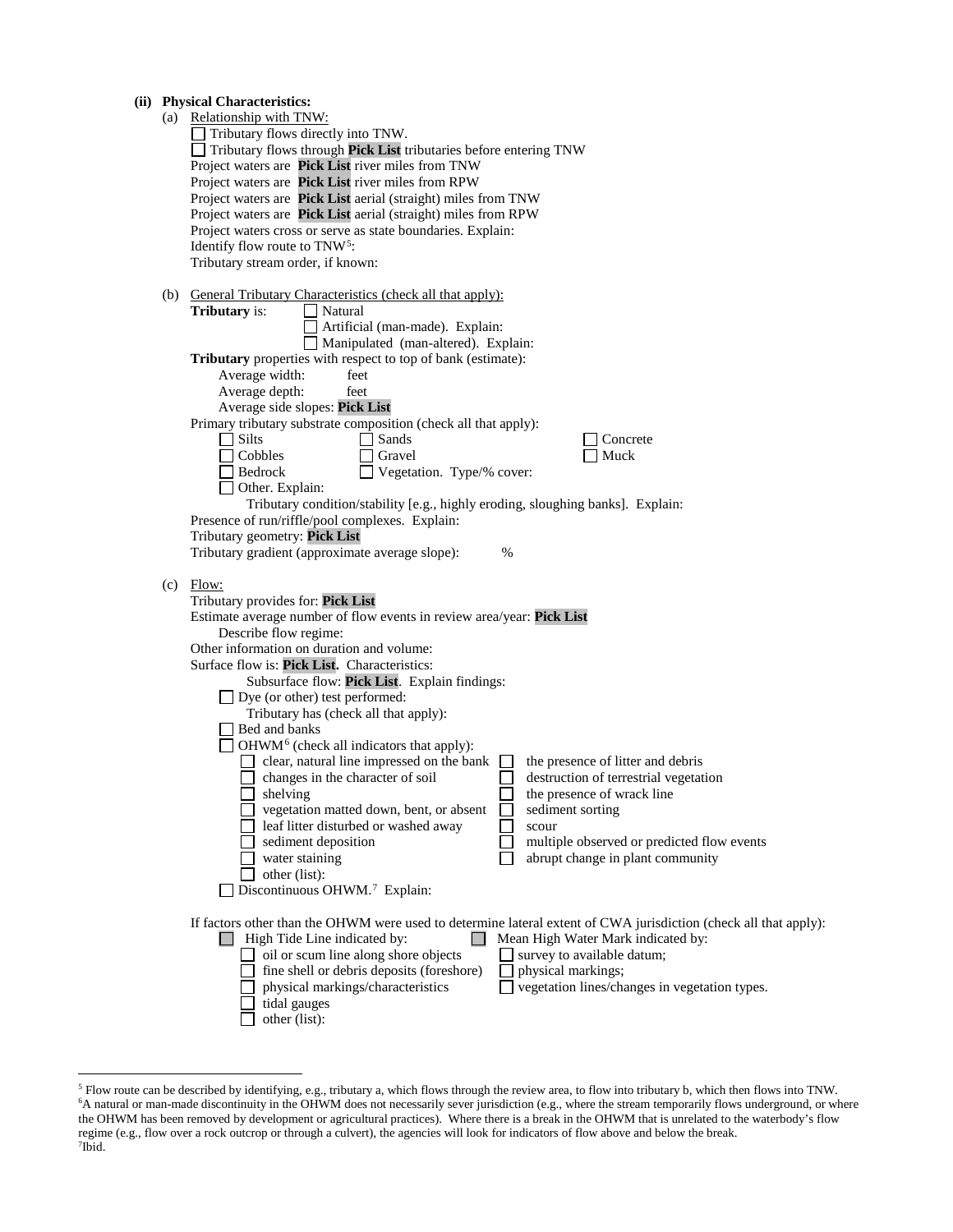**(ii) Physical Characteristics:**

(a) Relationship with TNW:

☐ Tributary flows directly into TNW.
☐ Tributary flows through **Pick List** tributaries before entering TNW
Project waters are **Pick List** river miles from TNW
Project waters are **Pick List** river miles from RPW
Project waters are **Pick List** aerial (straight) miles from TNW
Project waters are **Pick List** aerial (straight) miles from RPW
Project waters cross or serve as state boundaries. Explain:
Identify flow route to TNW[5]:
Tributary stream order, if known:

(b) General Tributary Characteristics (check all that apply):

**Tributary** is: ☐ Natural
☐ Artificial (man-made). Explain:
☐ Manipulated (man-altered). Explain:

**Tributary** properties with respect to top of bank (estimate):
Average width: feet
Average depth: feet
Average side slopes: **Pick List**

Primary tributary substrate composition (check all that apply):
☐ Silts ☐ Sands ☐ Concrete
☐ Cobbles ☐ Gravel ☐ Muck
☐ Bedrock ☐ Vegetation. Type/% cover:
☐ Other. Explain:

Tributary condition/stability [e.g., highly eroding, sloughing banks]. Explain:
Presence of run/riffle/pool complexes. Explain:
Tributary geometry: **Pick List**
Tributary gradient (approximate average slope): %

(c) Flow:

Tributary provides for: **Pick List**
Estimate average number of flow events in review area/year: **Pick List**
Describe flow regime:
Other information on duration and volume:
Surface flow is: **Pick List.** Characteristics:
Subsurface flow: **Pick List**. Explain findings:
☐ Dye (or other) test performed:

Tributary has (check all that apply):
☐ Bed and banks
☐ OHWM[6] (check all indicators that apply):
☐ clear, natural line impressed on the bank ☐ the presence of litter and debris
☐ changes in the character of soil ☐ destruction of terrestrial vegetation
☐ shelving ☐ the presence of wrack line
☐ vegetation matted down, bent, or absent ☐ sediment sorting
☐ leaf litter disturbed or washed away ☐ scour
☐ sediment deposition ☐ multiple observed or predicted flow events
☐ water staining ☐ abrupt change in plant community
☐ other (list):
☐ Discontinuous OHWM.[7] Explain:

If factors other than the OHWM were used to determine lateral extent of CWA jurisdiction (check all that apply):
☐ High Tide Line indicated by: ☐ Mean High Water Mark indicated by:
☐ oil or scum line along shore objects ☐ survey to available datum;
☐ fine shell or debris deposits (foreshore) ☐ physical markings;
☐ physical markings/characteristics ☐ vegetation lines/changes in vegetation types.
☐ tidal gauges
☐ other (list):

---

[5] Flow route can be described by identifying, e.g., tributary a, which flows through the review area, to flow into tributary b, which then flows into TNW.
[6] A natural or man-made discontinuity in the OHWM does not necessarily sever jurisdiction (e.g., where the stream temporarily flows underground, or where the OHWM has been removed by development or agricultural practices). Where there is a break in the OHWM that is unrelated to the waterbody's flow regime (e.g., flow over a rock outcrop or through a culvert), the agencies will look for indicators of flow above and below the break.
[7] Ibid.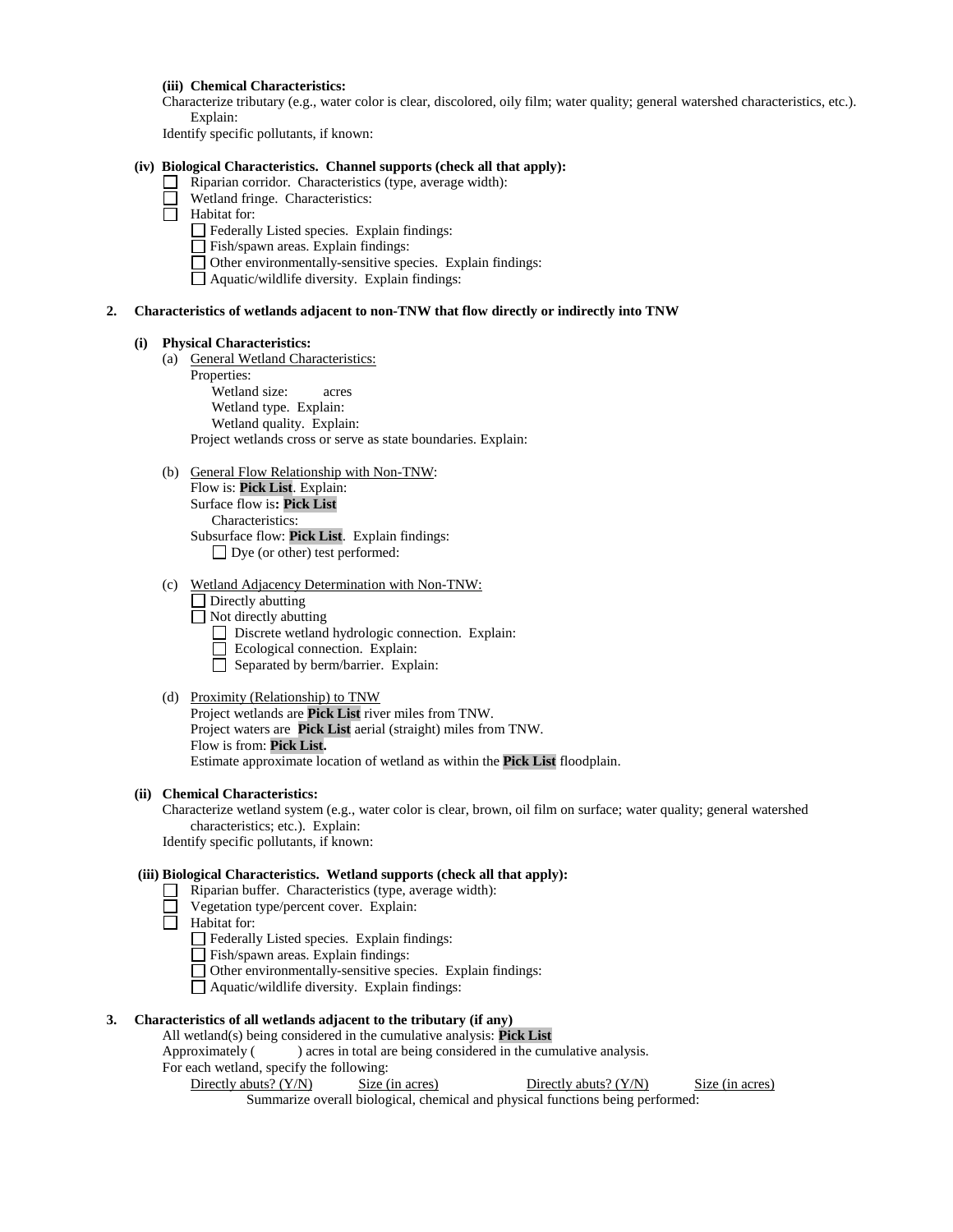**(iii) Chemical Characteristics:**

Characterize tributary (e.g., water color is clear, discolored, oily film; water quality; general watershed characteristics, etc.). Explain:

Identify specific pollutants, if known:

**(iv) Biological Characteristics. Channel supports (check all that apply):**

- ☐ Riparian corridor. Characteristics (type, average width):
- ☐ Wetland fringe. Characteristics:
- ☐ Habitat for:
  - ☐ Federally Listed species. Explain findings:
  - ☐ Fish/spawn areas. Explain findings:
  - ☐ Other environmentally-sensitive species. Explain findings:
  - ☐ Aquatic/wildlife diversity. Explain findings:

**2. Characteristics of wetlands adjacent to non-TNW that flow directly or indirectly into TNW**

**(i) Physical Characteristics:**

(a) General Wetland Characteristics:

Properties:

Wetland size: acres

Wetland type. Explain:

Wetland quality. Explain:

Project wetlands cross or serve as state boundaries. Explain:

(b) General Flow Relationship with Non-TNW:

Flow is: **Pick List**. Explain:

Surface flow is**: Pick List**

Characteristics:

Subsurface flow: **Pick List**. Explain findings:

- ☐ Dye (or other) test performed:

(c) Wetland Adjacency Determination with Non-TNW:

- ☐ Directly abutting
- ☐ Not directly abutting
  - ☐ Discrete wetland hydrologic connection. Explain:
  - ☐ Ecological connection. Explain:
  - ☐ Separated by berm/barrier. Explain:

(d) Proximity (Relationship) to TNW

Project wetlands are **Pick List** river miles from TNW.

Project waters are **Pick List** aerial (straight) miles from TNW.

Flow is from: **Pick List.**

Estimate approximate location of wetland as within the **Pick List** floodplain.

**(ii) Chemical Characteristics:**

Characterize wetland system (e.g., water color is clear, brown, oil film on surface; water quality; general watershed characteristics; etc.). Explain:

Identify specific pollutants, if known:

**(iii) Biological Characteristics. Wetland supports (check all that apply):**

- ☐ Riparian buffer. Characteristics (type, average width):
- ☐ Vegetation type/percent cover. Explain:
- ☐ Habitat for:
  - ☐ Federally Listed species. Explain findings:
  - ☐ Fish/spawn areas. Explain findings:
  - ☐ Other environmentally-sensitive species. Explain findings:
  - ☐ Aquatic/wildlife diversity. Explain findings:

**3. Characteristics of all wetlands adjacent to the tributary (if any)**

All wetland(s) being considered in the cumulative analysis: **Pick List**

Approximately ( ) acres in total are being considered in the cumulative analysis.

For each wetland, specify the following:

| Directly abuts? (Y/N) | Size (in acres) | Directly abuts? (Y/N) | Size (in acres) |
|---|---|---|---|

Summarize overall biological, chemical and physical functions being performed: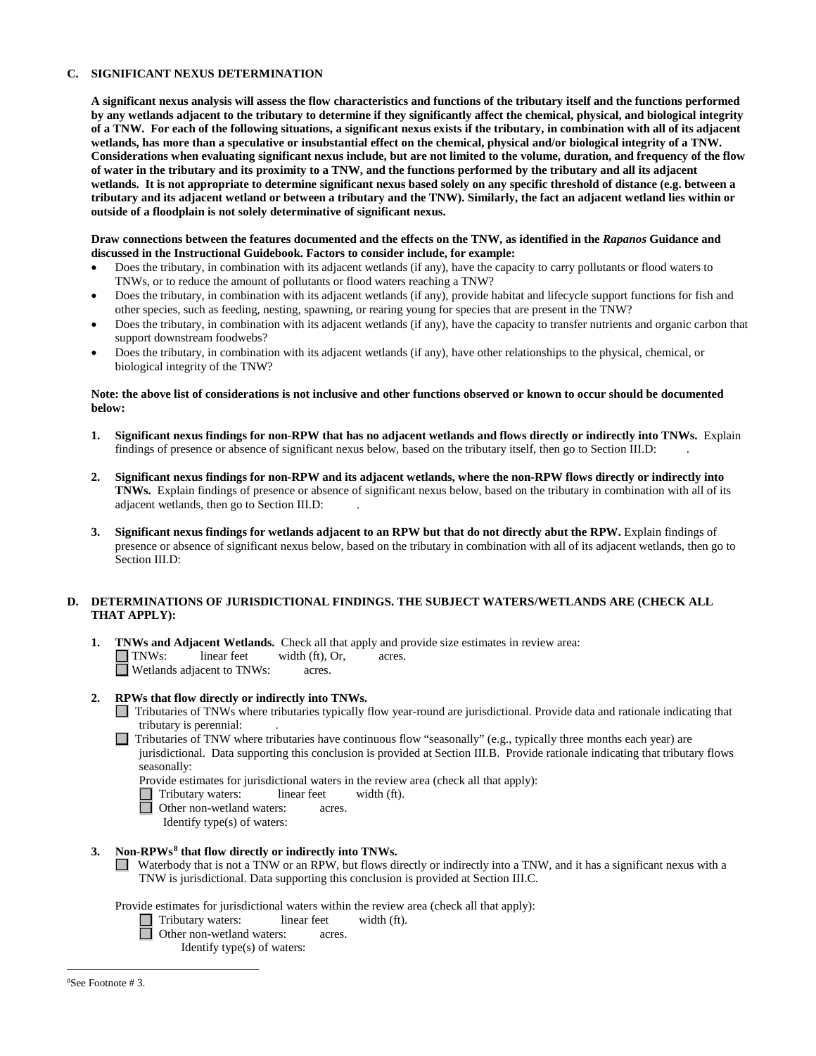### C. SIGNIFICANT NEXUS DETERMINATION

**A significant nexus analysis will assess the flow characteristics and functions of the tributary itself and the functions performed by any wetlands adjacent to the tributary to determine if they significantly affect the chemical, physical, and biological integrity of a TNW. For each of the following situations, a significant nexus exists if the tributary, in combination with all of its adjacent wetlands, has more than a speculative or insubstantial effect on the chemical, physical and/or biological integrity of a TNW. Considerations when evaluating significant nexus include, but are not limited to the volume, duration, and frequency of the flow of water in the tributary and its proximity to a TNW, and the functions performed by the tributary and all its adjacent wetlands. It is not appropriate to determine significant nexus based solely on any specific threshold of distance (e.g. between a tributary and its adjacent wetland or between a tributary and the TNW). Similarly, the fact an adjacent wetland lies within or outside of a floodplain is not solely determinative of significant nexus.**

**Draw connections between the features documented and the effects on the TNW, as identified in the *Rapanos* Guidance and discussed in the Instructional Guidebook. Factors to consider include, for example:**

- Does the tributary, in combination with its adjacent wetlands (if any), have the capacity to carry pollutants or flood waters to TNWs, or to reduce the amount of pollutants or flood waters reaching a TNW?
- Does the tributary, in combination with its adjacent wetlands (if any), provide habitat and lifecycle support functions for fish and other species, such as feeding, nesting, spawning, or rearing young for species that are present in the TNW?
- Does the tributary, in combination with its adjacent wetlands (if any), have the capacity to transfer nutrients and organic carbon that support downstream foodwebs?
- Does the tributary, in combination with its adjacent wetlands (if any), have other relationships to the physical, chemical, or biological integrity of the TNW?

**Note: the above list of considerations is not inclusive and other functions observed or known to occur should be documented below:**

1. **Significant nexus findings for non-RPW that has no adjacent wetlands and flows directly or indirectly into TNWs.** Explain findings of presence or absence of significant nexus below, based on the tributary itself, then go to Section III.D: .

2. **Significant nexus findings for non-RPW and its adjacent wetlands, where the non-RPW flows directly or indirectly into TNWs.** Explain findings of presence or absence of significant nexus below, based on the tributary in combination with all of its adjacent wetlands, then go to Section III.D: .

3. **Significant nexus findings for wetlands adjacent to an RPW but that do not directly abut the RPW.** Explain findings of presence or absence of significant nexus below, based on the tributary in combination with all of its adjacent wetlands, then go to Section III.D:

### D. DETERMINATIONS OF JURISDICTIONAL FINDINGS. THE SUBJECT WATERS/WETLANDS ARE (CHECK ALL THAT APPLY):

1. **TNWs and Adjacent Wetlands.** Check all that apply and provide size estimates in review area:
   ☐ TNWs: linear feet width (ft), Or, acres.
   ☐ Wetlands adjacent to TNWs: acres.

2. **RPWs that flow directly or indirectly into TNWs.**
   ☐ Tributaries of TNWs where tributaries typically flow year-round are jurisdictional. Provide data and rationale indicating that tributary is perennial: .
   ☐ Tributaries of TNW where tributaries have continuous flow "seasonally" (e.g., typically three months each year) are jurisdictional. Data supporting this conclusion is provided at Section III.B. Provide rationale indicating that tributary flows seasonally:

   Provide estimates for jurisdictional waters in the review area (check all that apply):
   ☐ Tributary waters: linear feet width (ft).
   ☐ Other non-wetland waters: acres.
   Identify type(s) of waters:

3. **Non-RPWs[8] that flow directly or indirectly into TNWs.**
   ☐ Waterbody that is not a TNW or an RPW, but flows directly or indirectly into a TNW, and it has a significant nexus with a TNW is jurisdictional. Data supporting this conclusion is provided at Section III.C.

   Provide estimates for jurisdictional waters within the review area (check all that apply):
   ☐ Tributary waters: linear feet width (ft).
   ☐ Other non-wetland waters: acres.
   Identify type(s) of waters:

---

[8]See Footnote # 3.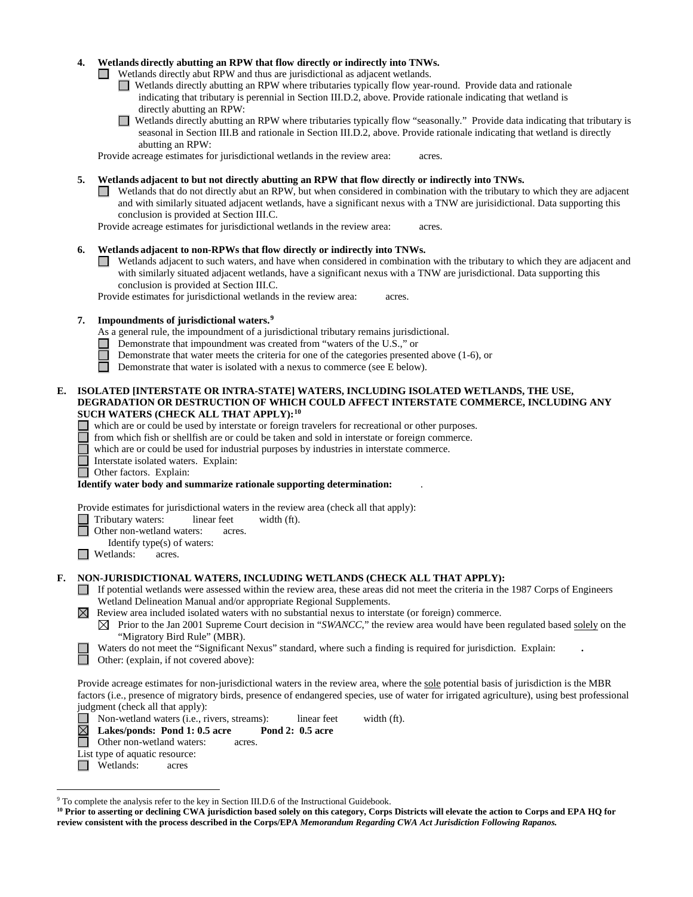**4. Wetlands directly abutting an RPW that flow directly or indirectly into TNWs.**

☐ Wetlands directly abut RPW and thus are jurisdictional as adjacent wetlands.

☐ Wetlands directly abutting an RPW where tributaries typically flow year-round. Provide data and rationale indicating that tributary is perennial in Section III.D.2, above. Provide rationale indicating that wetland is directly abutting an RPW:

☐ Wetlands directly abutting an RPW where tributaries typically flow "seasonally." Provide data indicating that tributary is seasonal in Section III.B and rationale in Section III.D.2, above. Provide rationale indicating that wetland is directly abutting an RPW:

Provide acreage estimates for jurisdictional wetlands in the review area: acres.

**5. Wetlands adjacent to but not directly abutting an RPW that flow directly or indirectly into TNWs.**

☐ Wetlands that do not directly abut an RPW, but when considered in combination with the tributary to which they are adjacent and with similarly situated adjacent wetlands, have a significant nexus with a TNW are jurisidictional. Data supporting this conclusion is provided at Section III.C.

Provide acreage estimates for jurisdictional wetlands in the review area: acres.

**6. Wetlands adjacent to non-RPWs that flow directly or indirectly into TNWs.**

☐ Wetlands adjacent to such waters, and have when considered in combination with the tributary to which they are adjacent and with similarly situated adjacent wetlands, have a significant nexus with a TNW are jurisdictional. Data supporting this conclusion is provided at Section III.C.

Provide estimates for jurisdictional wetlands in the review area: acres.

**7. Impoundments of jurisdictional waters.**[9]

As a general rule, the impoundment of a jurisdictional tributary remains jurisdictional.

☐ Demonstrate that impoundment was created from "waters of the U.S.," or

☐ Demonstrate that water meets the criteria for one of the categories presented above (1-6), or

☐ Demonstrate that water is isolated with a nexus to commerce (see E below).

**E. ISOLATED [INTERSTATE OR INTRA-STATE] WATERS, INCLUDING ISOLATED WETLANDS, THE USE, DEGRADATION OR DESTRUCTION OF WHICH COULD AFFECT INTERSTATE COMMERCE, INCLUDING ANY SUCH WATERS (CHECK ALL THAT APPLY):**[10]

☐ which are or could be used by interstate or foreign travelers for recreational or other purposes.

☐ from which fish or shellfish are or could be taken and sold in interstate or foreign commerce.

☐ which are or could be used for industrial purposes by industries in interstate commerce.

☐ Interstate isolated waters. Explain:

☐ Other factors. Explain:

**Identify water body and summarize rationale supporting determination:** .

Provide estimates for jurisdictional waters in the review area (check all that apply):

☐ Tributary waters: linear feet width (ft).

☐ Other non-wetland waters: acres.

Identify type(s) of waters:

☐ Wetlands: acres.

**F. NON-JURISDICTIONAL WATERS, INCLUDING WETLANDS (CHECK ALL THAT APPLY):**

☐ If potential wetlands were assessed within the review area, these areas did not meet the criteria in the 1987 Corps of Engineers Wetland Delineation Manual and/or appropriate Regional Supplements.

☒ Review area included isolated waters with no substantial nexus to interstate (or foreign) commerce.

☒ Prior to the Jan 2001 Supreme Court decision in "*SWANCC*," the review area would have been regulated based solely on the "Migratory Bird Rule" (MBR).

☐ Waters do not meet the "Significant Nexus" standard, where such a finding is required for jurisdiction. Explain: **.**

☐ Other: (explain, if not covered above):

Provide acreage estimates for non-jurisdictional waters in the review area, where the sole potential basis of jurisdiction is the MBR factors (i.e., presence of migratory birds, presence of endangered species, use of water for irrigated agriculture), using best professional judgment (check all that apply):

☐ Non-wetland waters (i.e., rivers, streams): linear feet width (ft).

☒ **Lakes/ponds: Pond 1: 0.5 acre Pond 2: 0.5 acre**

☐ Other non-wetland waters: acres.

List type of aquatic resource:

☐ Wetlands: acres

---

[9] To complete the analysis refer to the key in Section III.D.6 of the Instructional Guidebook.

[10] **Prior to asserting or declining CWA jurisdiction based solely on this category, Corps Districts will elevate the action to Corps and EPA HQ for review consistent with the process described in the Corps/EPA *Memorandum Regarding CWA Act Jurisdiction Following Rapanos.***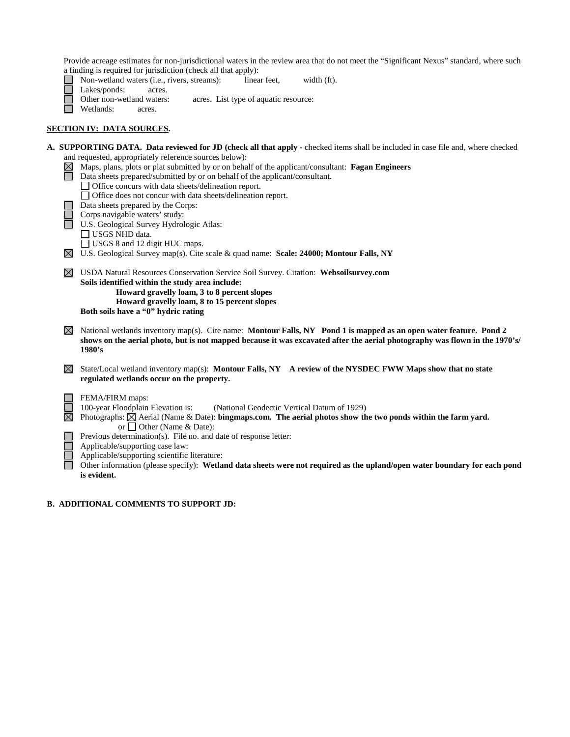Provide acreage estimates for non-jurisdictional waters in the review area that do not meet the "Significant Nexus" standard, where such a finding is required for jurisdiction (check all that apply):

- ☐ Non-wetland waters (i.e., rivers, streams): linear feet, width (ft).
- ☐ Lakes/ponds: acres.
- ☐ Other non-wetland waters: acres. List type of aquatic resource:
- ☐ Wetlands: acres.

## SECTION IV: DATA SOURCES.

**A. SUPPORTING DATA. Data reviewed for JD (check all that apply** - checked items shall be included in case file and, where checked and requested, appropriately reference sources below):

- ☒ Maps, plans, plots or plat submitted by or on behalf of the applicant/consultant: **Fagan Engineers**
- ☐ Data sheets prepared/submitted by or on behalf of the applicant/consultant.
  - ☐ Office concurs with data sheets/delineation report.
  - ☐ Office does not concur with data sheets/delineation report.
- ☐ Data sheets prepared by the Corps:
- ☐ Corps navigable waters' study:
- ☐ U.S. Geological Survey Hydrologic Atlas:
  - ☐ USGS NHD data.
  - ☐ USGS 8 and 12 digit HUC maps.
- ☒ U.S. Geological Survey map(s). Cite scale & quad name: **Scale: 24000; Montour Falls, NY**
- ☒ USDA Natural Resources Conservation Service Soil Survey. Citation: **Websoilsurvey.com**
  **Soils identified within the study area include:**
  **Howard gravelly loam, 3 to 8 percent slopes**
  **Howard gravelly loam, 8 to 15 percent slopes**
  **Both soils have a "0" hydric rating**
- ☒ National wetlands inventory map(s). Cite name: **Montour Falls, NY Pond 1 is mapped as an open water feature. Pond 2 shows on the aerial photo, but is not mapped because it was excavated after the aerial photography was flown in the 1970's/ 1980's**
- ☒ State/Local wetland inventory map(s): **Montour Falls, NY A review of the NYSDEC FWW Maps show that no state regulated wetlands occur on the property.**
- ☐ FEMA/FIRM maps:
- ☐ 100-year Floodplain Elevation is: (National Geodectic Vertical Datum of 1929)
- ☒ Photographs: ☒ Aerial (Name & Date): **bingmaps.com. The aerial photos show the two ponds within the farm yard.**
  or ☐ Other (Name & Date):
- ☐ Previous determination(s). File no. and date of response letter:
- ☐ Applicable/supporting case law:
- ☐ Applicable/supporting scientific literature:
- ☐ Other information (please specify): **Wetland data sheets were not required as the upland/open water boundary for each pond is evident.**

**B. ADDITIONAL COMMENTS TO SUPPORT JD:**